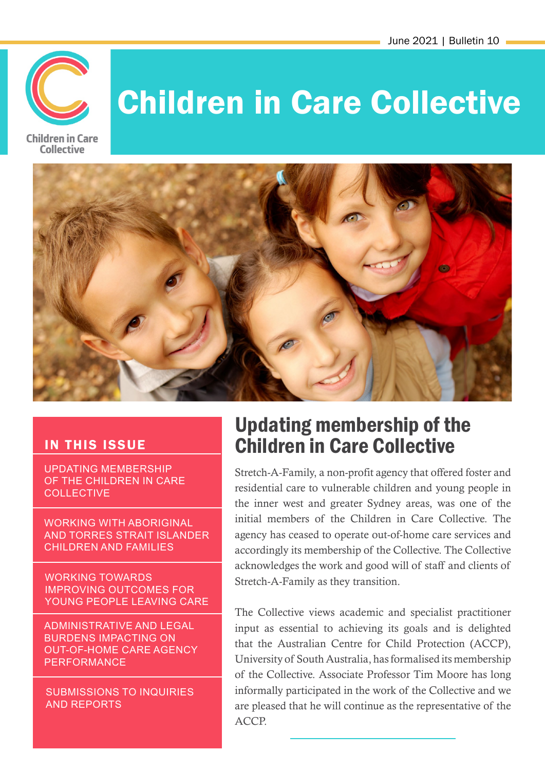June 2021 | Bulletin 10

# Children in Care Collective

## IN THIS ISSUE

- UPDATING MEMBERSHIP OF THE CHILDREN IN CARE COLLECTIVE
- WORKING WITH ABORIGINAL AND TORRES STRAIT ISLANDER CHILDREN AND FAMILIES
- WORKING TOWARDS IMPROVING OUTCOMES FOR YOUNG PEOPLE LEAVING CARE
- ADMINISTRATIVE AND LEGAL BURDENS IMPACTING ON OUT-OF-HOME CARE AGENCY PERFORMANCE
- SUBMISSIONS TO INQUIRIES AND REPORTS

## Updating membership of the Children in Care Collective

Stretch-A-Family, a non-profit agency that offered foster and residential care to vulnerable children and young people in the inner west and greater Sydney areas, was one of the initial members of the Children in Care Collective. The agency has ceased to operate out-of-home care services and accordingly its membership of the Collective. The Collective acknowledges the work and good will of staff and clients of Stretch-A-Family as they transition.

The Collective views academic and specialist practitioner input as essential to achieving its goals and is delighted that the Australian Centre for Child Protection (ACCP), University of South Australia, has formalised its membership of the Collective. Associate Professor Tim Moore has long informally participated in the work of the Collective and we are pleased that he will continue as the representative of the ACCP.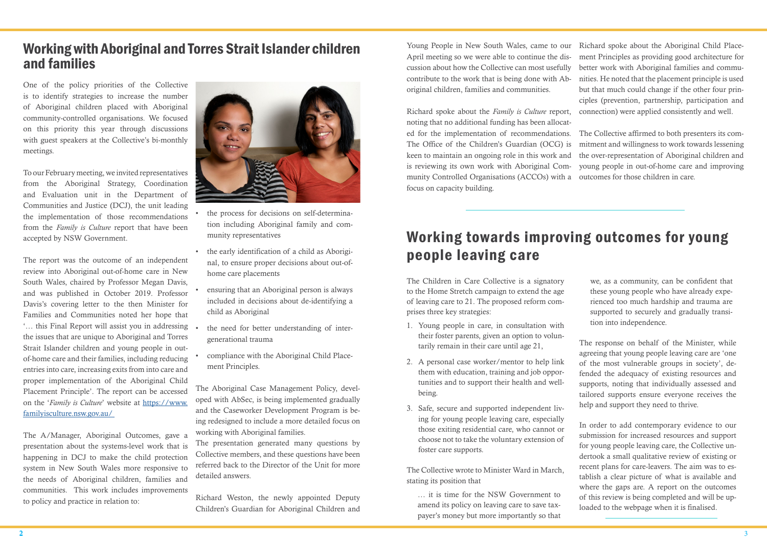## Working with Aboriginal and Torres Strait Islander children and families

One of the policy priorities of the Collective is to identify strategies to increase the number of Aboriginal children placed with Aboriginal community-controlled organisations. We focused on this priority this year through discussions with guest speakers at the Collective's bi-monthly meetings.

To our February meeting, we invited representatives from the Aboriginal Strategy, Coordination and Evaluation unit in the Department of Communities and Justice (DCJ), the unit leading the implementation of those recommendations from the *Family is Culture* report that have been accepted by NSW Government.

The report was the outcome of an independent review into Aboriginal out-of-home care in New South Wales, chaired by Professor Megan Davis, and was published in October 2019. Professor Davis's covering letter to the then Minister for Families and Communities noted her hope that '… this Final Report will assist you in addressing the issues that are unique to Aboriginal and Torres Strait Islander children and young people in out-of-home care and their families, including reducing entries into care, increasing exits from into care and proper implementation of the Aboriginal Child Placement Principle'. The report can be accessed on the '*Family is Culture*' website at [https://www.familyisculture.nsw.gov.au/](https://www.familyisculture.nsw.gov.au/)

The A/Manager, Aboriginal Outcomes, gave a presentation about the systems-level work that is happening in DCJ to make the child protection system in New South Wales more responsive to the needs of Aboriginal children, families and communities. This work includes improvements to policy and practice in relation to:

- the process for decisions on self-determination including Aboriginal family and community representatives
- the early identification of a child as Aboriginal, to ensure proper decisions about out-of-home care placements
- ensuring that an Aboriginal person is always included in decisions about de-identifying a child as Aboriginal
- the need for better understanding of intergenerational trauma
- compliance with the Aboriginal Child Placement Principles.

The Aboriginal Case Management Policy, developed with AbSec, is being implemented gradually and the Caseworker Development Program is being redesigned to include a more detailed focus on working with Aboriginal families.
The presentation generated many questions by Collective members, and these questions have been referred back to the Director of the Unit for more detailed answers.

Richard Weston, the newly appointed Deputy Children's Guardian for Aboriginal Children and Young People in New South Wales, came to our April meeting so we were able to continue the discussion about how the Collective can most usefully contribute to the work that is being done with Aboriginal children, families and communities.

Richard spoke about the *Family is Culture* report, noting that no additional funding has been allocated for the implementation of recommendations. The Office of the Children's Guardian (OCG) is keen to maintain an ongoing role in this work and is reviewing its own work with Aboriginal Community Controlled Organisations (ACCOs) with a focus on capacity building.

Richard spoke about the Aboriginal Child Placement Principles as providing good architecture for better work with Aboriginal families and communities. He noted that the placement principle is used but that much could change if the other four principles (prevention, partnership, participation and connection) were applied consistently and well.

The Collective affirmed to both presenters its commitment and willingness to work towards lessening the over-representation of Aboriginal children and young people in out-of-home care and improving outcomes for those children in care.

## Working towards improving outcomes for young people leaving care

The Children in Care Collective is a signatory to the Home Stretch campaign to extend the age of leaving care to 21. The proposed reform comprises three key strategies:

1. Young people in care, in consultation with their foster parents, given an option to voluntarily remain in their care until age 21,
2. A personal case worker/mentor to help link them with education, training and job opportunities and to support their health and wellbeing.
3. Safe, secure and supported independent living for young people leaving care, especially those exiting residential care, who cannot or choose not to take the voluntary extension of foster care supports.

The Collective wrote to Minister Ward in March, stating its position that

> … it is time for the NSW Government to amend its policy on leaving care to save taxpayer's money but more importantly so that we, as a community, can be confident that these young people who have already experienced too much hardship and trauma are supported to securely and gradually transition into independence.

The response on behalf of the Minister, while agreeing that young people leaving care are 'one of the most vulnerable groups in society', defended the adequacy of existing resources and supports, noting that individually assessed and tailored supports ensure everyone receives the help and support they need to thrive.

In order to add contemporary evidence to our submission for increased resources and support for young people leaving care, the Collective undertook a small qualitative review of existing or recent plans for care-leavers. The aim was to establish a clear picture of what is available and where the gaps are. A report on the outcomes of this review is being completed and will be uploaded to the webpage when it is finalised.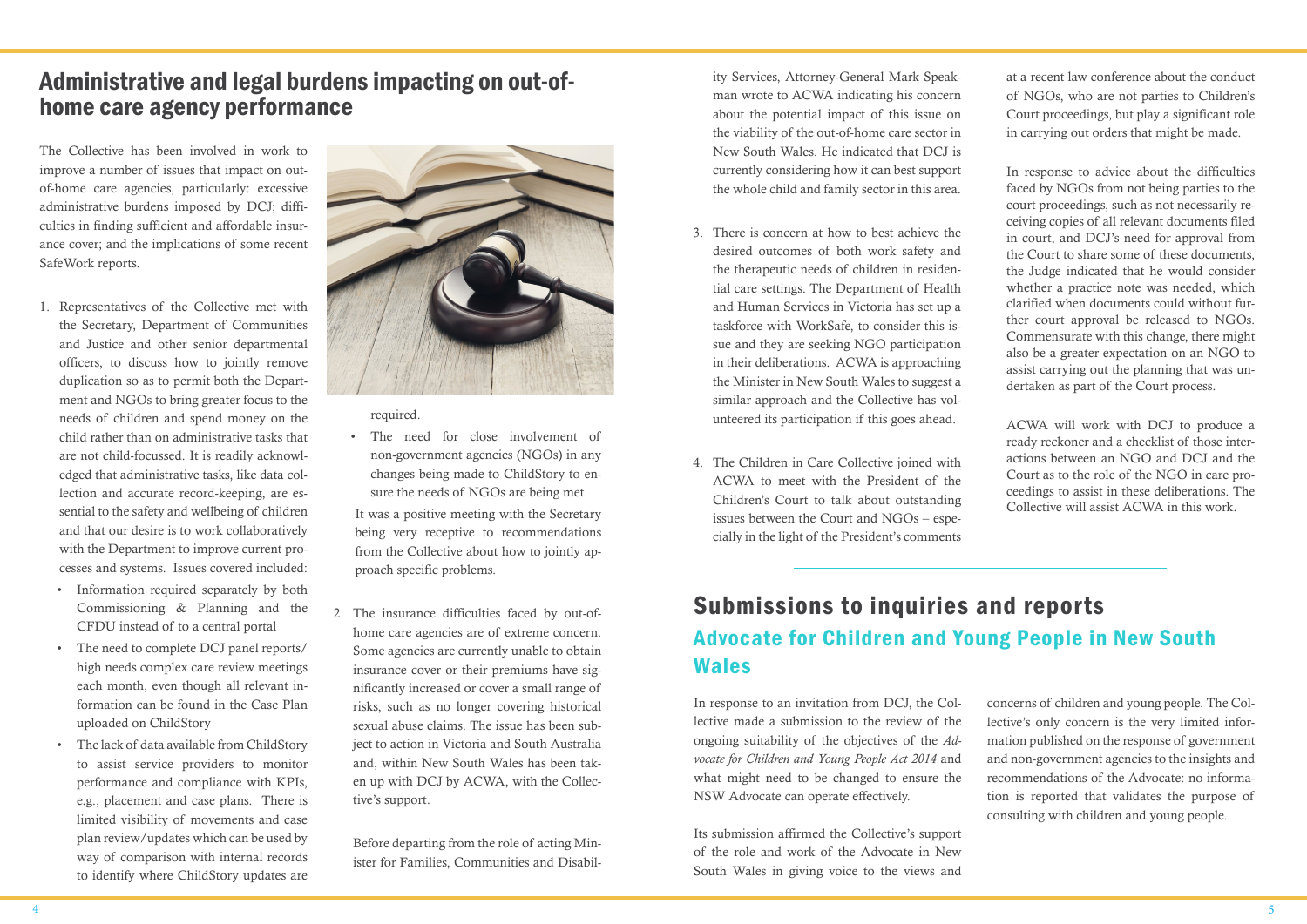## Administrative and legal burdens impacting on out-of-home care agency performance

The Collective has been involved in work to improve a number of issues that impact on out-of-home care agencies, particularly: excessive administrative burdens imposed by DCJ; difficulties in finding sufficient and affordable insurance cover; and the implications of some recent SafeWork reports.

1. Representatives of the Collective met with the Secretary, Department of Communities and Justice and other senior departmental officers, to discuss how to jointly remove duplication so as to permit both the Department and NGOs to bring greater focus to the needs of children and spend money on the child rather than on administrative tasks that are not child-focussed. It is readily acknowledged that administrative tasks, like data collection and accurate record-keeping, are essential to the safety and wellbeing of children and that our desire is to work collaboratively with the Department to improve current processes and systems. Issues covered included:
   - Information required separately by both Commissioning & Planning and the CFDU instead of to a central portal
   - The need to complete DCJ panel reports/high needs complex care review meetings each month, even though all relevant information can be found in the Case Plan uploaded on ChildStory
   - The lack of data available from ChildStory to assist service providers to monitor performance and compliance with KPIs, e.g., placement and case plans. There is limited visibility of movements and case plan review/updates which can be used by way of comparison with internal records to identify where ChildStory updates are required.
   - The need for close involvement of non-government agencies (NGOs) in any changes being made to ChildStory to ensure the needs of NGOs are being met.

   It was a positive meeting with the Secretary being very receptive to recommendations from the Collective about how to jointly approach specific problems.

2. The insurance difficulties faced by out-of-home care agencies are of extreme concern. Some agencies are currently unable to obtain insurance cover or their premiums have significantly increased or cover a small range of risks, such as no longer covering historical sexual abuse claims. The issue has been subject to action in Victoria and South Australia and, within New South Wales has been taken up with DCJ by ACWA, with the Collective's support.

   Before departing from the role of acting Minister for Families, Communities and Disability Services, Attorney-General Mark Speakman wrote to ACWA indicating his concern about the potential impact of this issue on the viability of the out-of-home care sector in New South Wales. He indicated that DCJ is currently considering how it can best support the whole child and family sector in this area.

3. There is concern at how to best achieve the desired outcomes of both work safety and the therapeutic needs of children in residential care settings. The Department of Health and Human Services in Victoria has set up a taskforce with WorkSafe, to consider this issue and they are seeking NGO participation in their deliberations. ACWA is approaching the Minister in New South Wales to suggest a similar approach and the Collective has volunteered its participation if this goes ahead.

4. The Children in Care Collective joined with ACWA to meet with the President of the Children's Court to talk about outstanding issues between the Court and NGOs – especially in the light of the President's comments at a recent law conference about the conduct of NGOs, who are not parties to Children's Court proceedings, but play a significant role in carrying out orders that might be made.

   In response to advice about the difficulties faced by NGOs from not being parties to the court proceedings, such as not necessarily receiving copies of all relevant documents filed in court, and DCJ's need for approval from the Court to share some of these documents, the Judge indicated that he would consider whether a practice note was needed, which clarified when documents could without further court approval be released to NGOs. Commensurate with this change, there might also be a greater expectation on an NGO to assist carrying out the planning that was undertaken as part of the Court process.

   ACWA will work with DCJ to produce a ready reckoner and a checklist of those interactions between an NGO and DCJ and the Court as to the role of the NGO in care proceedings to assist in these deliberations. The Collective will assist ACWA in this work.

## Submissions to inquiries and reports

### Advocate for Children and Young People in New South Wales

In response to an invitation from DCJ, the Collective made a submission to the review of the ongoing suitability of the objectives of the *Advocate for Children and Young People Act 2014* and what might need to be changed to ensure the NSW Advocate can operate effectively.

Its submission affirmed the Collective's support of the role and work of the Advocate in New South Wales in giving voice to the views and concerns of children and young people. The Collective's only concern is the very limited information published on the response of government and non-government agencies to the insights and recommendations of the Advocate: no information is reported that validates the purpose of consulting with children and young people.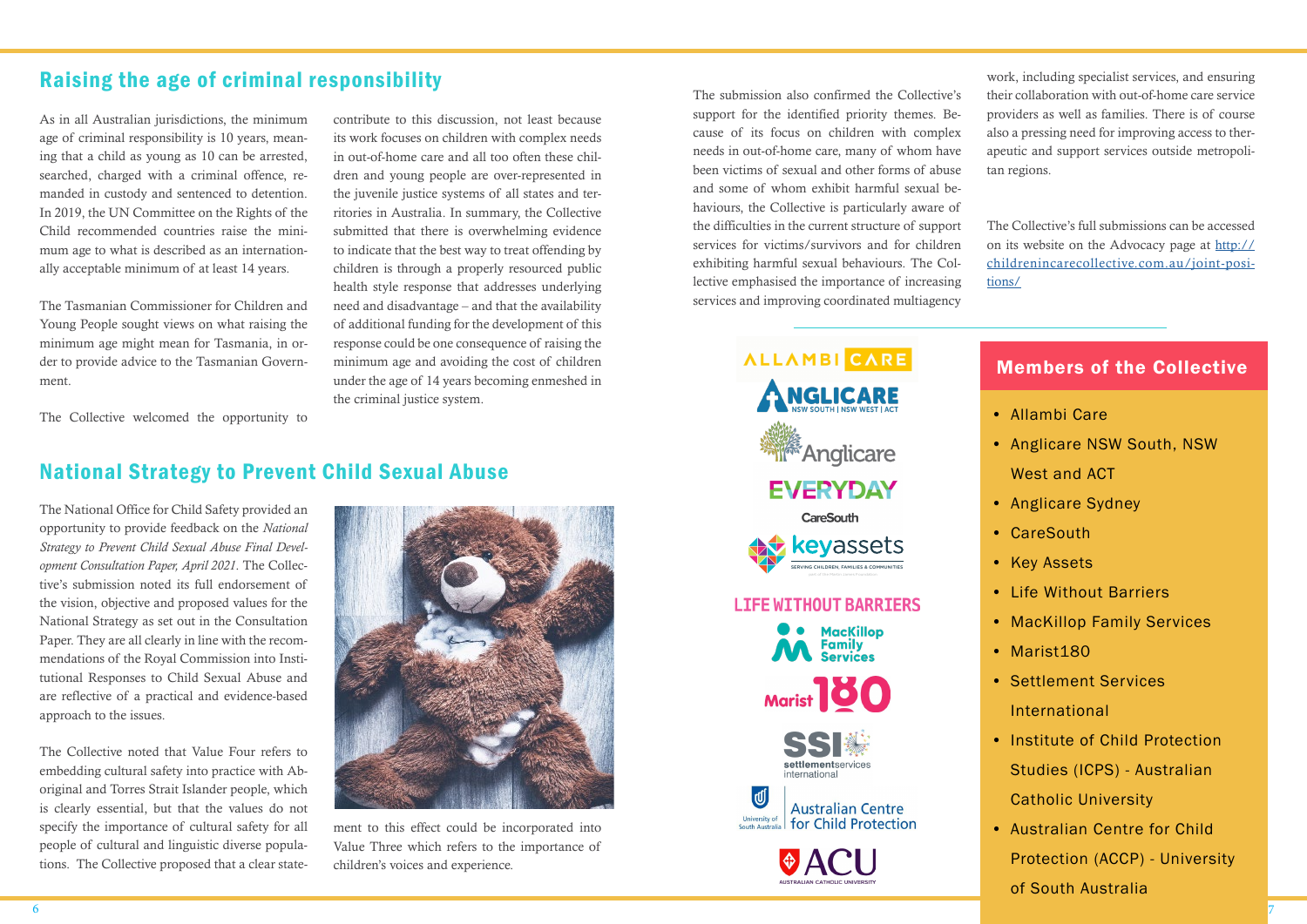## Raising the age of criminal responsibility

As in all Australian jurisdictions, the minimum age of criminal responsibility is 10 years, meaning that a child as young as 10 can be arrested, searched, charged with a criminal offence, remanded in custody and sentenced to detention. In 2019, the UN Committee on the Rights of the Child recommended countries raise the minimum age to what is described as an internationally acceptable minimum of at least 14 years.

The Tasmanian Commissioner for Children and Young People sought views on what raising the minimum age might mean for Tasmania, in order to provide advice to the Tasmanian Government.

The Collective welcomed the opportunity to contribute to this discussion, not least because its work focuses on children with complex needs in out-of-home care and all too often these children and young people are over-represented in the juvenile justice systems of all states and territories in Australia. In summary, the Collective submitted that there is overwhelming evidence to indicate that the best way to treat offending by children is through a properly resourced public health style response that addresses underlying need and disadvantage – and that the availability of additional funding for the development of this response could be one consequence of raising the minimum age and avoiding the cost of children under the age of 14 years becoming enmeshed in the criminal justice system.

## National Strategy to Prevent Child Sexual Abuse

The National Office for Child Safety provided an opportunity to provide feedback on the *National Strategy to Prevent Child Sexual Abuse Final Development Consultation Paper, April 2021*. The Collective's submission noted its full endorsement of the vision, objective and proposed values for the National Strategy as set out in the Consultation Paper. They are all clearly in line with the recommendations of the Royal Commission into Institutional Responses to Child Sexual Abuse and are reflective of a practical and evidence-based approach to the issues.

The Collective noted that Value Four refers to embedding cultural safety into practice with Aboriginal and Torres Strait Islander people, which is clearly essential, but that the values do not specify the importance of cultural safety for all people of cultural and linguistic diverse populations. The Collective proposed that a clear statement to this effect could be incorporated into Value Three which refers to the importance of children's voices and experience.

The submission also confirmed the Collective's support for the identified priority themes. Because of its focus on children with complex needs in out-of-home care, many of whom have been victims of sexual and other forms of abuse and some of whom exhibit harmful sexual behaviours, the Collective is particularly aware of the difficulties in the current structure of support services for victims/survivors and for children exhibiting harmful sexual behaviours. The Collective emphasised the importance of increasing services and improving coordinated multiagency work, including specialist services, and ensuring their collaboration with out-of-home care service providers as well as families. There is of course also a pressing need for improving access to therapeutic and support services outside metropolitan regions.

The Collective's full submissions can be accessed on its website on the Advocacy page at http://childrenincarecollective.com.au/joint-positions/

## Members of the Collective

- Allambi Care
- Anglicare NSW South, NSW West and ACT
- Anglicare Sydney
- CareSouth
- Key Assets
- Life Without Barriers
- MacKillop Family Services
- Marist180
- Settlement Services International
- Institute of Child Protection Studies (ICPS) - Australian Catholic University
- Australian Centre for Child Protection (ACCP) - University of South Australia